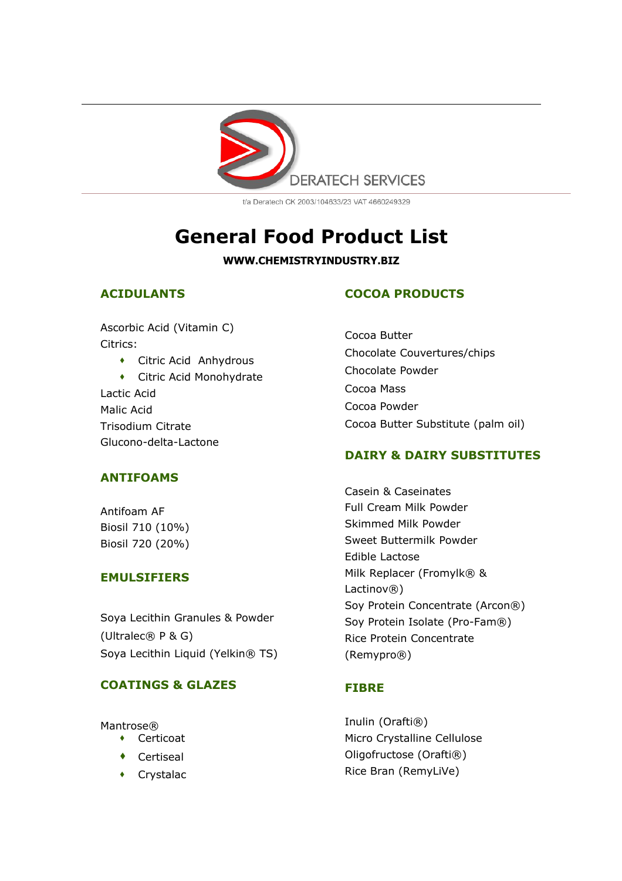DERATECH SERVICES

t/a Deratech CK 2003/104633/23 VAT 4660249329

# General Food Product List

**WWW.CHEMISTRYINDUSTRY.BIZ**

## ACIDULANTS

Ascorbic Acid (Vitamin C)
Citrics:

- Citric Acid Anhydrous
- Citric Acid Monohydrate

Lactic Acid
Malic Acid
Trisodium Citrate
Glucono-delta-Lactone

## ANTIFOAMS

Antifoam AF
Biosil 710 (10%)
Biosil 720 (20%)

## EMULSIFIERS

Soya Lecithin Granules & Powder (Ultralec® P & G)
Soya Lecithin Liquid (Yelkin® TS)

## COATINGS & GLAZES

Mantrose®

- Certicoat
- Certiseal
- Crystalac

## COCOA PRODUCTS

Cocoa Butter
Chocolate Couvertures/chips
Chocolate Powder
Cocoa Mass
Cocoa Powder
Cocoa Butter Substitute (palm oil)

## DAIRY & DAIRY SUBSTITUTES

Casein & Caseinates
Full Cream Milk Powder
Skimmed Milk Powder
Sweet Buttermilk Powder
Edible Lactose
Milk Replacer (Fromylk® & Lactinov®)
Soy Protein Concentrate (Arcon®)
Soy Protein Isolate (Pro-Fam®)
Rice Protein Concentrate (Remypro®)

## FIBRE

Inulin (Orafti®)
Micro Crystalline Cellulose
Oligofructose (Orafti®)
Rice Bran (RemyLiVe)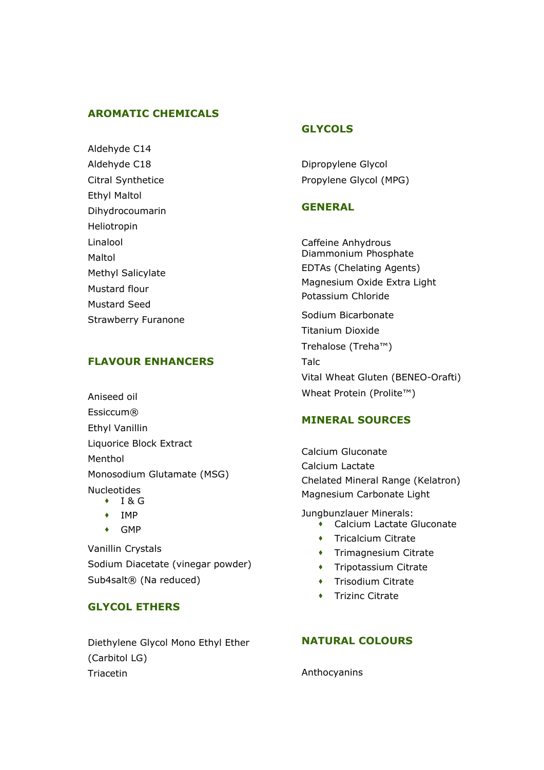## AROMATIC CHEMICALS

Aldehyde C14
Aldehyde C18
Citral Synthetice
Ethyl Maltol
Dihydrocoumarin
Heliotropin
Linalool
Maltol
Methyl Salicylate
Mustard flour
Mustard Seed
Strawberry Furanone

## FLAVOUR ENHANCERS

Aniseed oil
Essiccum®
Ethyl Vanillin
Liquorice Block Extract
Menthol
Monosodium Glutamate (MSG)
Nucleotides

- I & G
- IMP
- GMP

Vanillin Crystals
Sodium Diacetate (vinegar powder)
Sub4salt® (Na reduced)

## GLYCOL ETHERS

Diethylene Glycol Mono Ethyl Ether (Carbitol LG)
Triacetin

## GLYCOLS

Dipropylene Glycol
Propylene Glycol (MPG)

## GENERAL

Caffeine Anhydrous
Diammonium Phosphate
EDTAs (Chelating Agents)
Magnesium Oxide Extra Light
Potassium Chloride
Sodium Bicarbonate
Titanium Dioxide
Trehalose (Treha™)
Talc
Vital Wheat Gluten (BENEO-Orafti)
Wheat Protein (Prolite™)

## MINERAL SOURCES

Calcium Gluconate
Calcium Lactate
Chelated Mineral Range (Kelatron)
Magnesium Carbonate Light

Jungbunzlauer Minerals:

- Calcium Lactate Gluconate
- Tricalcium Citrate
- Trimagnesium Citrate
- Tripotassium Citrate
- Trisodium Citrate
- Trizinc Citrate

## NATURAL COLOURS

Anthocyanins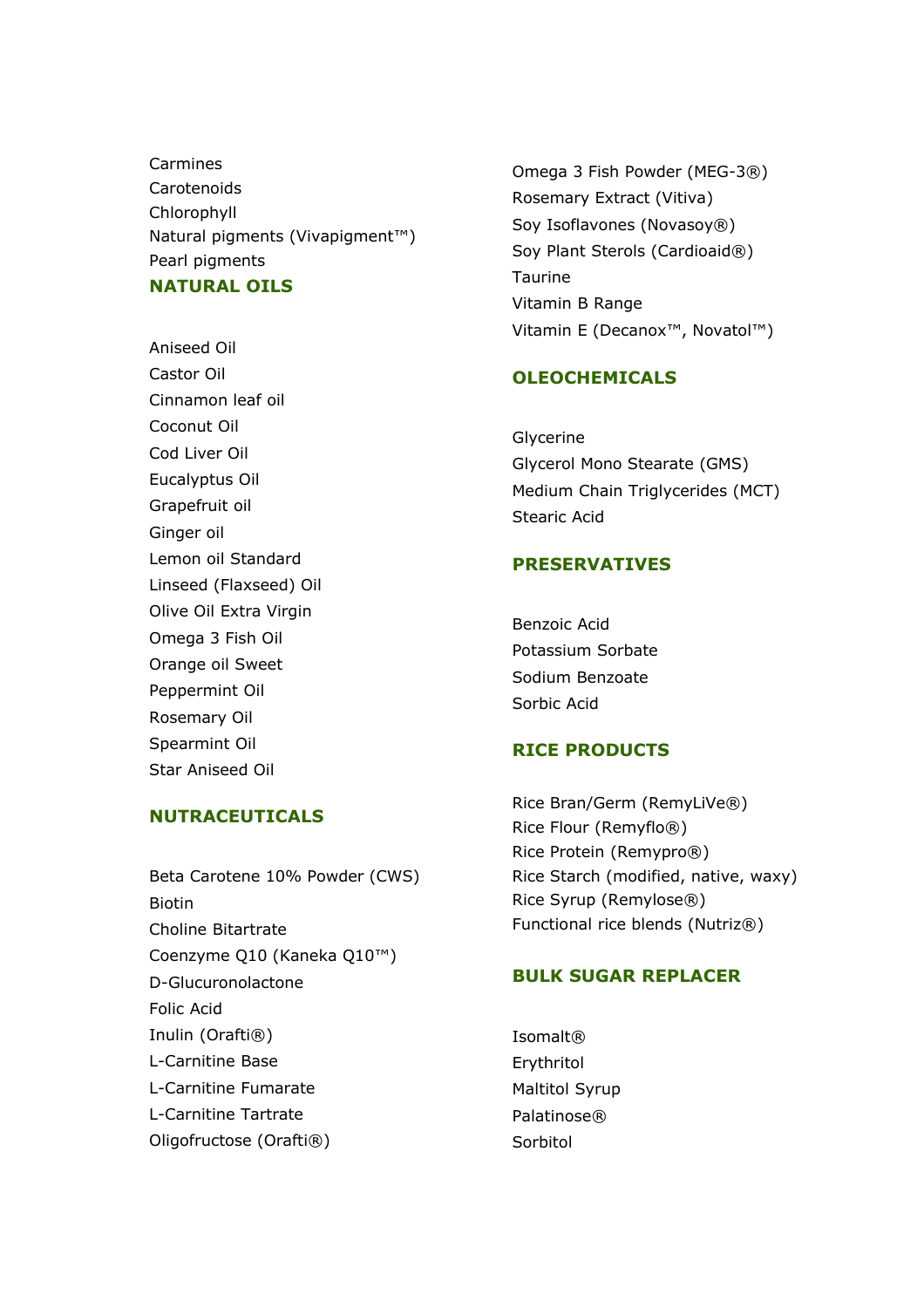Carmines
Carotenoids
Chlorophyll
Natural pigments (Vivapigment™)
Pearl pigments

## NATURAL OILS

Aniseed Oil
Castor Oil
Cinnamon leaf oil
Coconut Oil
Cod Liver Oil
Eucalyptus Oil
Grapefruit oil
Ginger oil
Lemon oil Standard
Linseed (Flaxseed) Oil
Olive Oil Extra Virgin
Omega 3 Fish Oil
Orange oil Sweet
Peppermint Oil
Rosemary Oil
Spearmint Oil
Star Aniseed Oil

## NUTRACEUTICALS

Beta Carotene 10% Powder (CWS)
Biotin
Choline Bitartrate
Coenzyme Q10 (Kaneka Q10™)
D-Glucuronolactone
Folic Acid
Inulin (Orafti®)
L-Carnitine Base
L-Carnitine Fumarate
L-Carnitine Tartrate
Oligofructose (Orafti®)
Omega 3 Fish Powder (MEG-3®)
Rosemary Extract (Vitiva)
Soy Isoflavones (Novasoy®)
Soy Plant Sterols (Cardioaid®)
Taurine
Vitamin B Range
Vitamin E (Decanox™, Novatol™)

## OLEOCHEMICALS

Glycerine
Glycerol Mono Stearate (GMS)
Medium Chain Triglycerides (MCT)
Stearic Acid

## PRESERVATIVES

Benzoic Acid
Potassium Sorbate
Sodium Benzoate
Sorbic Acid

## RICE PRODUCTS

Rice Bran/Germ (RemyLiVe®)
Rice Flour (Remyflo®)
Rice Protein (Remypro®)
Rice Starch (modified, native, waxy)
Rice Syrup (Remylose®)
Functional rice blends (Nutriz®)

## BULK SUGAR REPLACER

Isomalt®
Erythritol
Maltitol Syrup
Palatinose®
Sorbitol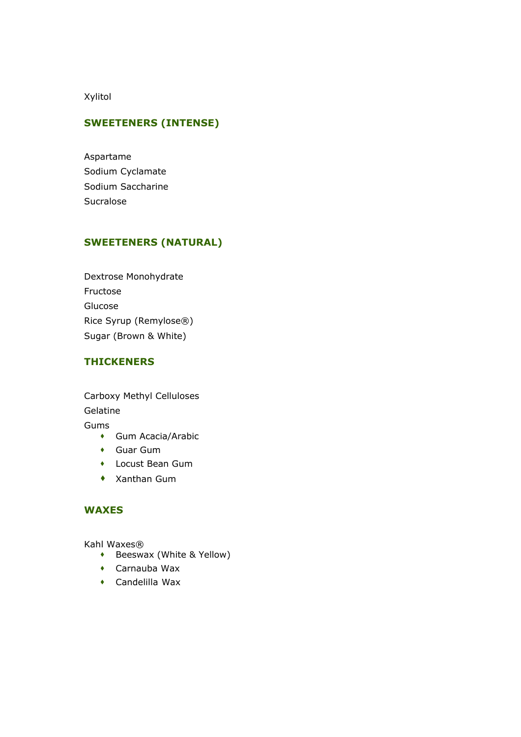Xylitol

## SWEETENERS (INTENSE)

Aspartame
Sodium Cyclamate
Sodium Saccharine
Sucralose

## SWEETENERS (NATURAL)

Dextrose Monohydrate
Fructose
Glucose
Rice Syrup (Remylose®)
Sugar (Brown & White)

## THICKENERS

Carboxy Methyl Celluloses
Gelatine
Gums

- Gum Acacia/Arabic
- Guar Gum
- Locust Bean Gum
- Xanthan Gum

## WAXES

Kahl Waxes®

- Beeswax (White & Yellow)
- Carnauba Wax
- Candelilla Wax